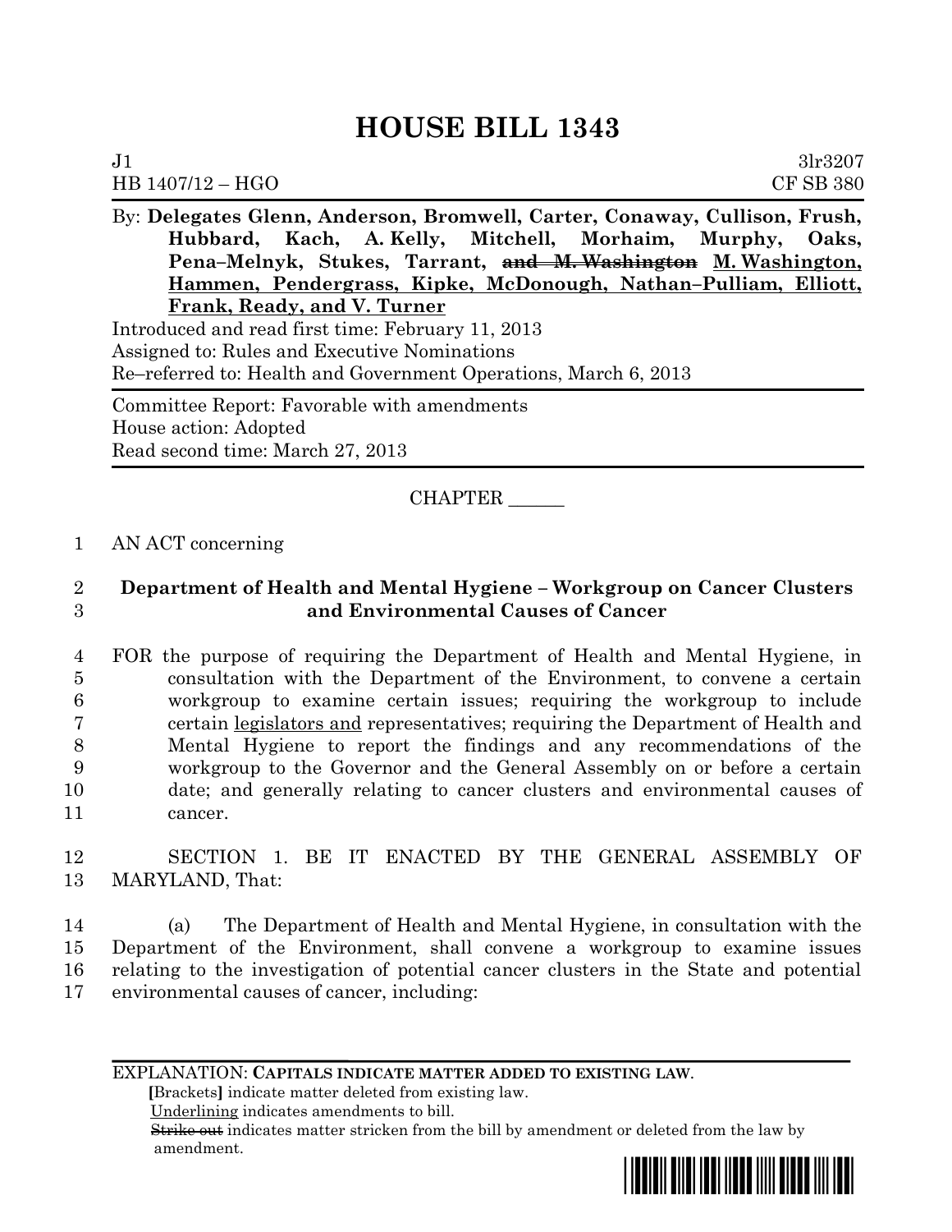# HOUSE BILL 1343

J1 3lr3207
HB 1407/12 – HGO CF SB 380

By: **Delegates Glenn, Anderson, Bromwell, Carter, Conaway, Cullison, Frush, Hubbard, Kach, A. Kelly, Mitchell, Morhaim, Murphy, Oaks, Pena–Melnyk, Stukes, Tarrant, ~~and M. Washington~~ M. Washington, Hammen, Pendergrass, Kipke, McDonough, Nathan–Pulliam, Elliott, Frank, Ready, and V. Turner**

Introduced and read first time: February 11, 2013
Assigned to: Rules and Executive Nominations
Re–referred to: Health and Government Operations, March 6, 2013

Committee Report: Favorable with amendments
House action: Adopted
Read second time: March 27, 2013

CHAPTER ______

1 AN ACT concerning

2 **Department of Health and Mental Hygiene – Workgroup on Cancer Clusters**
3 **and Environmental Causes of Cancer**

4 FOR the purpose of requiring the Department of Health and Mental Hygiene, in
5 consultation with the Department of the Environment, to convene a certain
6 workgroup to examine certain issues; requiring the workgroup to include
7 certain legislators and representatives; requiring the Department of Health and
8 Mental Hygiene to report the findings and any recommendations of the
9 workgroup to the Governor and the General Assembly on or before a certain
10 date; and generally relating to cancer clusters and environmental causes of
11 cancer.

12 SECTION 1. BE IT ENACTED BY THE GENERAL ASSEMBLY OF
13 MARYLAND, That:

14 (a) The Department of Health and Mental Hygiene, in consultation with the
15 Department of the Environment, shall convene a workgroup to examine issues
16 relating to the investigation of potential cancer clusters in the State and potential
17 environmental causes of cancer, including:

EXPLANATION: **CAPITALS INDICATE MATTER ADDED TO EXISTING LAW.**
**[**Brackets**]** indicate matter deleted from existing law.
Underlining indicates amendments to bill.
~~Strike out~~ indicates matter stricken from the bill by amendment or deleted from the law by amendment.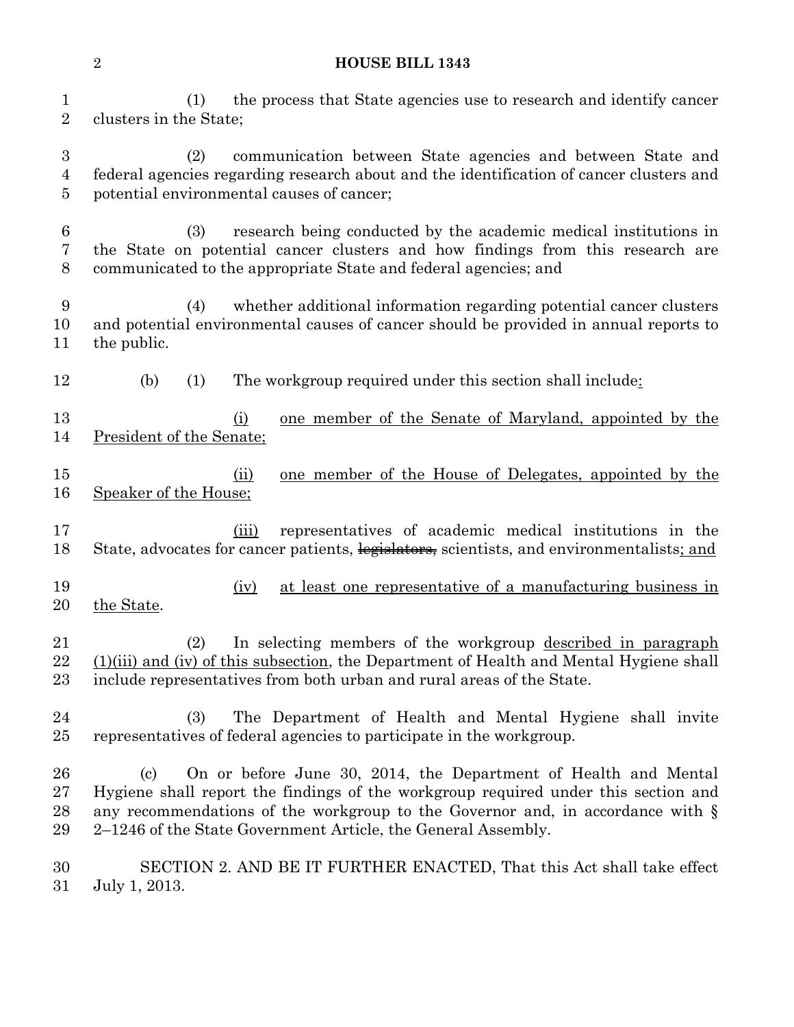(1) the process that State agencies use to research and identify cancer clusters in the State;

(2) communication between State agencies and between State and federal agencies regarding research about and the identification of cancer clusters and potential environmental causes of cancer;

(3) research being conducted by the academic medical institutions in the State on potential cancer clusters and how findings from this research are communicated to the appropriate State and federal agencies; and

(4) whether additional information regarding potential cancer clusters and potential environmental causes of cancer should be provided in annual reports to the public.

(b) (1) The workgroup required under this section shall include:

(i) one member of the Senate of Maryland, appointed by the President of the Senate;

(ii) one member of the House of Delegates, appointed by the Speaker of the House;

(iii) representatives of academic medical institutions in the State, advocates for cancer patients, ~~legislators,~~ scientists, and environmentalists; and

(iv) at least one representative of a manufacturing business in the State.

(2) In selecting members of the workgroup described in paragraph (1)(iii) and (iv) of this subsection, the Department of Health and Mental Hygiene shall include representatives from both urban and rural areas of the State.

(3) The Department of Health and Mental Hygiene shall invite representatives of federal agencies to participate in the workgroup.

(c) On or before June 30, 2014, the Department of Health and Mental Hygiene shall report the findings of the workgroup required under this section and any recommendations of the workgroup to the Governor and, in accordance with § 2–1246 of the State Government Article, the General Assembly.

SECTION 2. AND BE IT FURTHER ENACTED, That this Act shall take effect July 1, 2013.